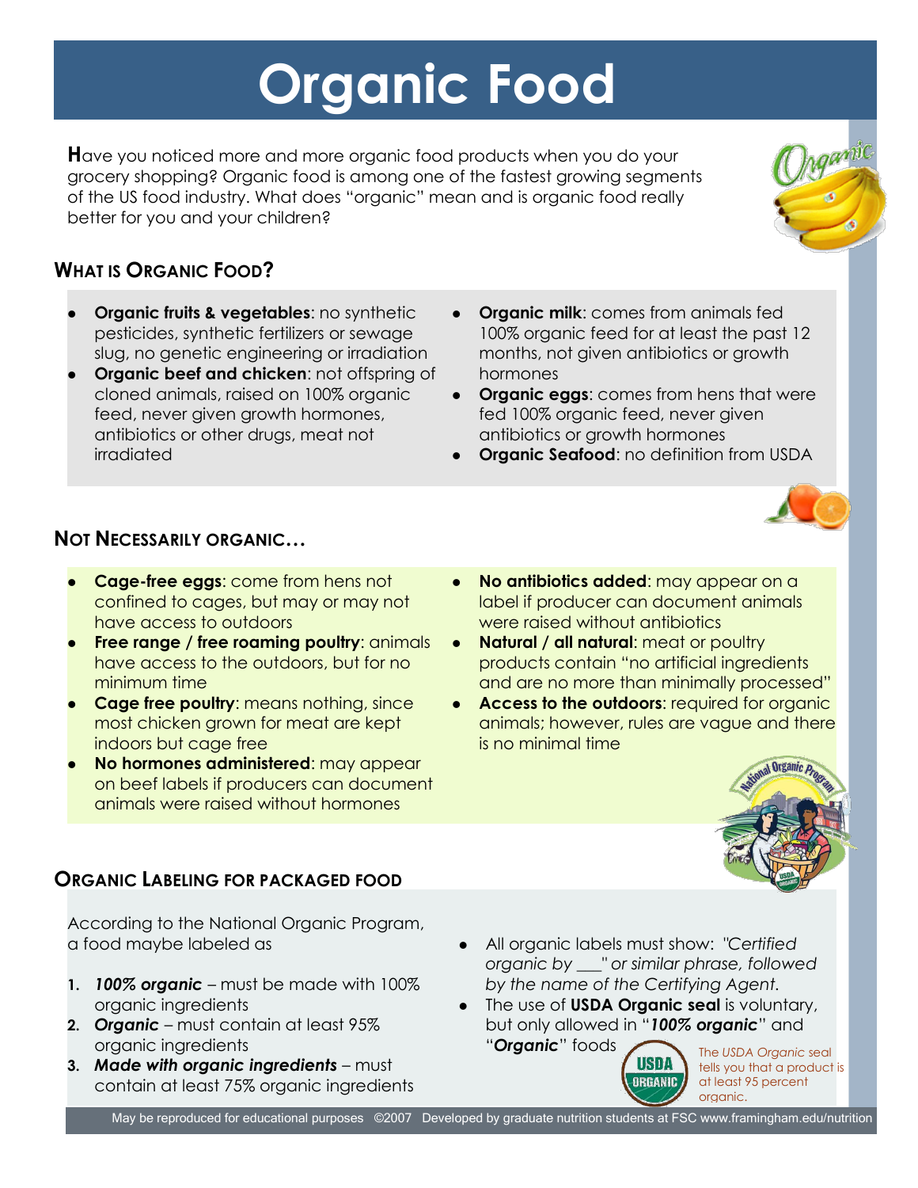# Organic Food

**H**ave you noticed more and more organic food products when you do your grocery shopping? Organic food is among one of the fastest growing segments of the US food industry. What does "organic" mean and is organic food really better for you and your children?

## What is Organic Food?

- **Organic fruits & vegetables**: no synthetic pesticides, synthetic fertilizers or sewage slug, no genetic engineering or irradiation
- **Organic beef and chicken**: not offspring of cloned animals, raised on 100% organic feed, never given growth hormones, antibiotics or other drugs, meat not irradiated
- **Organic milk**: comes from animals fed 100% organic feed for at least the past 12 months, not given antibiotics or growth hormones
- **Organic eggs**: comes from hens that were fed 100% organic feed, never given antibiotics or growth hormones
- **Organic Seafood**: no definition from USDA

## Not Necessarily organic…

- **Cage-free eggs**: come from hens not confined to cages, but may or may not have access to outdoors
- **Free range / free roaming poultry**: animals have access to the outdoors, but for no minimum time
- **Cage free poultry**: means nothing, since most chicken grown for meat are kept indoors but cage free
- **No hormones administered**: may appear on beef labels if producers can document animals were raised without hormones
- **No antibiotics added**: may appear on a label if producer can document animals were raised without antibiotics
- **Natural / all natural**: meat or poultry products contain "no artificial ingredients and are no more than minimally processed"
- **Access to the outdoors**: required for organic animals; however, rules are vague and there is no minimal time

## Organic Labeling for packaged food

According to the National Organic Program, a food maybe labeled as

1. ***100% organic*** – must be made with 100% organic ingredients
2. ***Organic*** – must contain at least 95% organic ingredients
3. ***Made with organic ingredients*** – must contain at least 75% organic ingredients

- All organic labels must show: *"Certified organic by ___" or similar phrase, followed by the name of the Certifying Agent.*
- The use of **USDA Organic seal** is voluntary, but only allowed in "***100% organic***" and "***Organic***" foods

The *USDA Organic* seal tells you that a product is at least 95 percent organic.

May be reproduced for educational purposes ©2007 Developed by graduate nutrition students at FSC www.framingham.edu/nutrition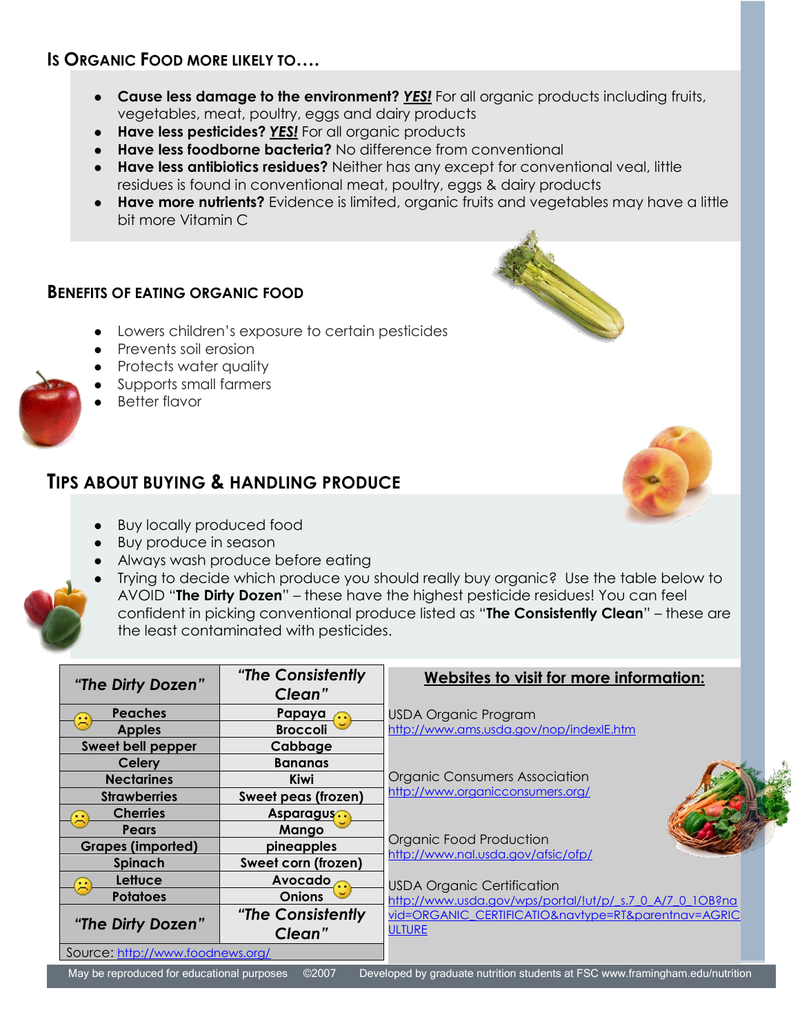## Is Organic Food more likely to….

- **Cause less damage to the environment?** ***YES!*** For all organic products including fruits, vegetables, meat, poultry, eggs and dairy products
- **Have less pesticides?** ***YES!*** For all organic products
- **Have less foodborne bacteria?** No difference from conventional
- **Have less antibiotics residues?** Neither has any except for conventional veal, little residues is found in conventional meat, poultry, eggs & dairy products
- **Have more nutrients?** Evidence is limited, organic fruits and vegetables may have a little bit more Vitamin C

## Benefits of eating organic food

- Lowers children's exposure to certain pesticides
- Prevents soil erosion
- Protects water quality
- Supports small farmers
- Better flavor

## Tips about buying & handling produce

- Buy locally produced food
- Buy produce in season
- Always wash produce before eating
- Trying to decide which produce you should really buy organic? Use the table below to AVOID "**The Dirty Dozen**" – these have the highest pesticide residues! You can feel confident in picking conventional produce listed as "**The Consistently Clean**" – these are the least contaminated with pesticides.

| *"The Dirty Dozen"* | *"The Consistently Clean"* |
|---|---|
| Peaches | Papaya |
| Apples | Broccoli |
| Sweet bell pepper | Cabbage |
| Celery | Bananas |
| Nectarines | Kiwi |
| Strawberries | Sweet peas (frozen) |
| Cherries | Asparagus |
| Pears | Mango |
| Grapes (imported) | pineapples |
| Spinach | Sweet corn (frozen) |
| Lettuce | Avocado |
| Potatoes | Onions |
| *"The Dirty Dozen"* | *"The Consistently Clean"* |

Source: http://www.foodnews.org/

### Websites to visit for more information:

USDA Organic Program
http://www.ams.usda.gov/nop/indexIE.htm

Organic Consumers Association
http://www.organicconsumers.org/

Organic Food Production
http://www.nal.usda.gov/afsic/ofp/

USDA Organic Certification
http://www.usda.gov/wps/portal/!ut/p/_s.7_0_A/7_0_1OB?navid=ORGANIC_CERTIFICATIO&navtype=RT&parentnav=AGRICULTURE

May be reproduced for educational purposes ©2007 Developed by graduate nutrition students at FSC www.framingham.edu/nutrition